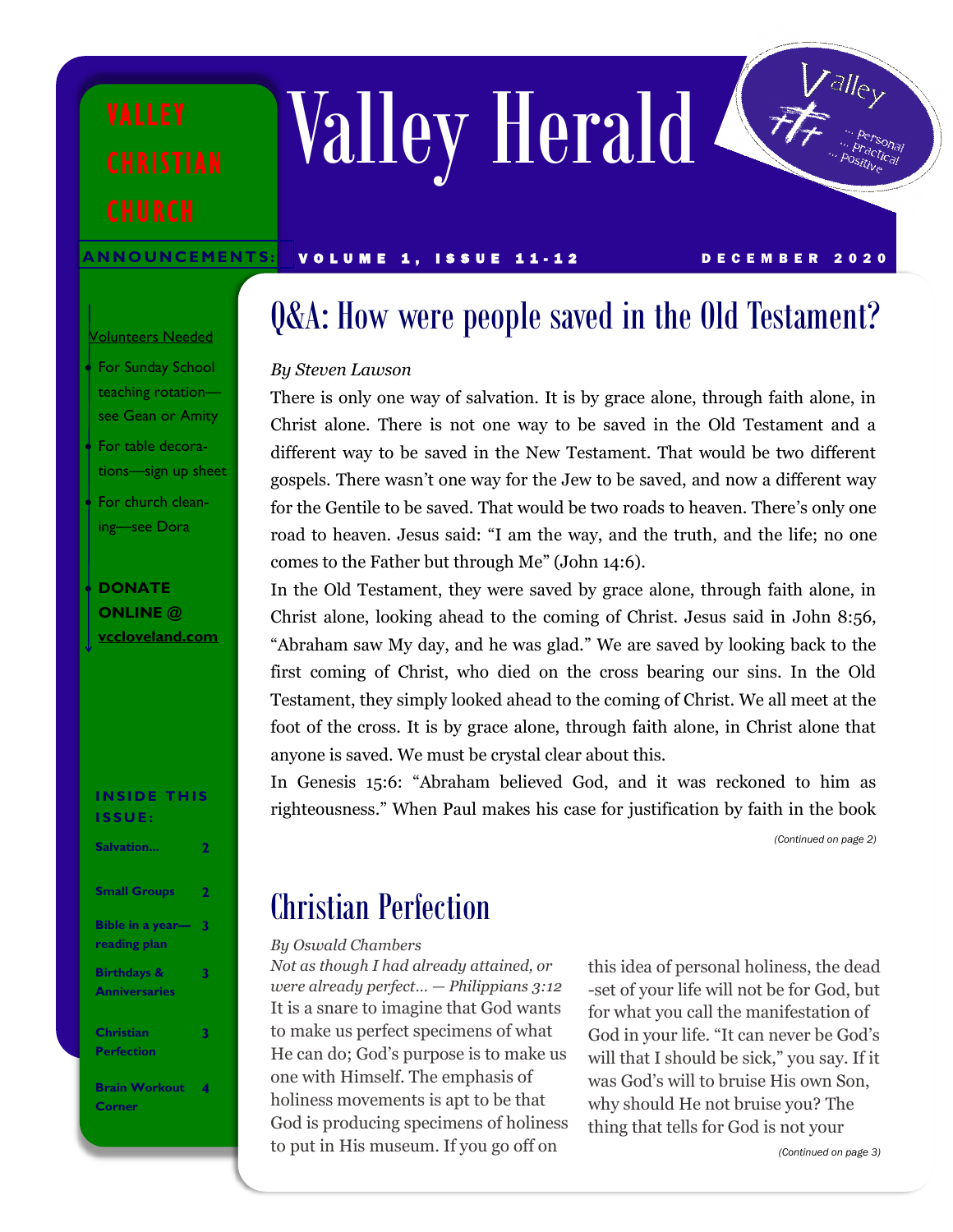# Valley Herald

VALLEY CHRISTIAN CHURCH

Valley ... Personal ... Practical ... Positive

**ANNOUNCEMENTS:**

VOLUME 1, ISSUE 11-12 — DECEMBER 2020

Volunteers Needed

- For Sunday School teaching rotation—see Gean or Amity
- For table decorations—sign up sheet
- For church cleaning—see Dora
- **DONATE ONLINE @ vccloveland.com**

**INSIDE THIS ISSUE:**

| | |
|---|---|
| Salvation... | 2 |
| Small Groups | 2 |
| Bible in a year—reading plan | 3 |
| Birthdays & Anniversaries | 3 |
| Christian Perfection | 3 |
| Brain Workout Corner | 4 |

## Q&A: How were people saved in the Old Testament?

*By Steven Lawson*

There is only one way of salvation. It is by grace alone, through faith alone, in Christ alone. There is not one way to be saved in the Old Testament and a different way to be saved in the New Testament. That would be two different gospels. There wasn't one way for the Jew to be saved, and now a different way for the Gentile to be saved. That would be two roads to heaven. There's only one road to heaven. Jesus said: "I am the way, and the truth, and the life; no one comes to the Father but through Me" (John 14:6).

In the Old Testament, they were saved by grace alone, through faith alone, in Christ alone, looking ahead to the coming of Christ. Jesus said in John 8:56, "Abraham saw My day, and he was glad." We are saved by looking back to the first coming of Christ, who died on the cross bearing our sins. In the Old Testament, they simply looked ahead to the coming of Christ. We all meet at the foot of the cross. It is by grace alone, through faith alone, in Christ alone that anyone is saved. We must be crystal clear about this.

In Genesis 15:6: "Abraham believed God, and it was reckoned to him as righteousness." When Paul makes his case for justification by faith in the book

*(Continued on page 2)*

## Christian Perfection

*By Oswald Chambers*

*Not as though I had already attained, or were already perfect… — Philippians 3:12*

It is a snare to imagine that God wants to make us perfect specimens of what He can do; God's purpose is to make us one with Himself. The emphasis of holiness movements is apt to be that God is producing specimens of holiness to put in His museum. If you go off on this idea of personal holiness, the dead-set of your life will not be for God, but for what you call the manifestation of God in your life. "It can never be God's will that I should be sick," you say. If it was God's will to bruise His own Son, why should He not bruise you? The thing that tells for God is not your

*(Continued on page 3)*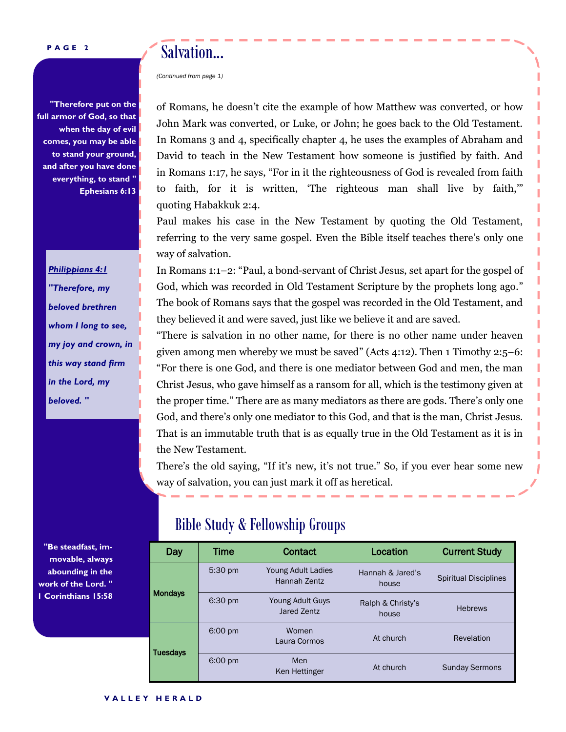"Therefore put on the full armor of God, so that when the day of evil comes, you may be able to stand your ground, and after you have done everything, to stand " Ephesians 6:13

***Philippians 4:1***

***"Therefore, my beloved brethren whom I long to see, my joy and crown, in this way stand firm in the Lord, my beloved. "***

## Salvation...

*(Continued from page 1)*

of Romans, he doesn't cite the example of how Matthew was converted, or how John Mark was converted, or Luke, or John; he goes back to the Old Testament. In Romans 3 and 4, specifically chapter 4, he uses the examples of Abraham and David to teach in the New Testament how someone is justified by faith. And in Romans 1:17, he says, "For in it the righteousness of God is revealed from faith to faith, for it is written, 'The righteous man shall live by faith,'" quoting Habakkuk 2:4.

Paul makes his case in the New Testament by quoting the Old Testament, referring to the very same gospel. Even the Bible itself teaches there's only one way of salvation.

In Romans 1:1–2: "Paul, a bond-servant of Christ Jesus, set apart for the gospel of God, which was recorded in Old Testament Scripture by the prophets long ago." The book of Romans says that the gospel was recorded in the Old Testament, and they believed it and were saved, just like we believe it and are saved.

"There is salvation in no other name, for there is no other name under heaven given among men whereby we must be saved" (Acts 4:12). Then 1 Timothy 2:5–6: "For there is one God, and there is one mediator between God and men, the man Christ Jesus, who gave himself as a ransom for all, which is the testimony given at the proper time." There are as many mediators as there are gods. There's only one God, and there's only one mediator to this God, and that is the man, Christ Jesus. That is an immutable truth that is as equally true in the Old Testament as it is in the New Testament.

There's the old saying, "If it's new, it's not true." So, if you ever hear some new way of salvation, you can just mark it off as heretical.

"Be steadfast, immovable, always abounding in the work of the Lord. " 1 Corinthians 15:58

## Bible Study & Fellowship Groups

| Day | Time | Contact | Location | Current Study |
|---|---|---|---|---|
| Mondays | 5:30 pm | Young Adult Ladies Hannah Zentz | Hannah & Jared's house | Spiritual Disciplines |
| | 6:30 pm | Young Adult Guys Jared Zentz | Ralph & Christy's house | Hebrews |
| Tuesdays | 6:00 pm | Women Laura Cormos | At church | Revelation |
| | 6:00 pm | Men Ken Hettinger | At church | Sunday Sermons |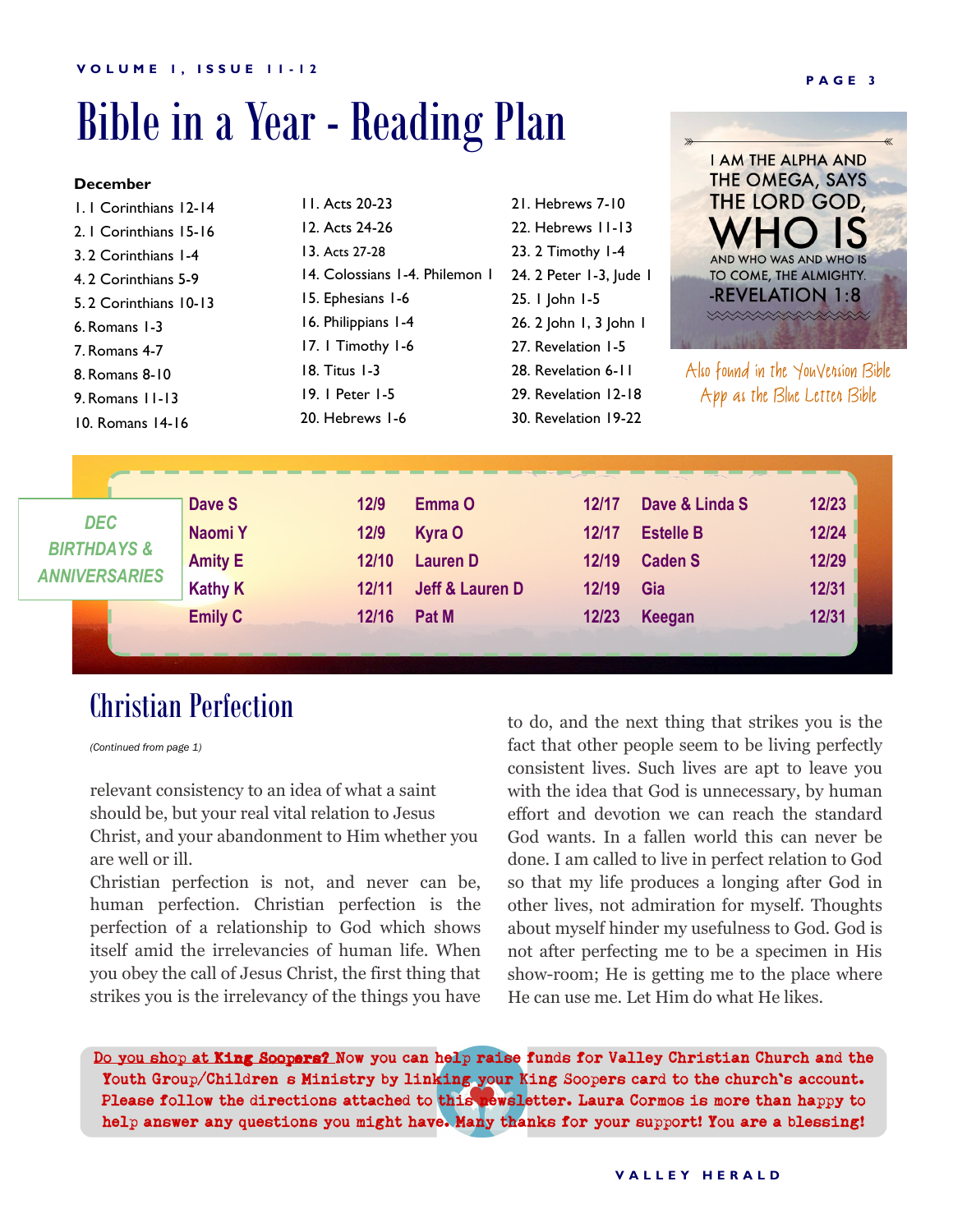# Bible in a Year - Reading Plan

**December**

1. I Corinthians 12-14
2. I Corinthians 15-16
3. 2 Corinthians 1-4
4. 2 Corinthians 5-9
5. 2 Corinthians 10-13
6. Romans 1-3
7. Romans 4-7
8. Romans 8-10
9. Romans 11-13
10. Romans 14-16
11. Acts 20-23
12. Acts 24-26
13. Acts 27-28
14. Colossians 1-4. Philemon 1
15. Ephesians 1-6
16. Philippians 1-4
17. I Timothy 1-6
18. Titus 1-3
19. I Peter 1-5
20. Hebrews 1-6
21. Hebrews 7-10
22. Hebrews 11-13
23. 2 Timothy 1-4
24. 2 Peter 1-3, Jude 1
25. I John 1-5
26. 2 John 1, 3 John 1
27. Revelation 1-5
28. Revelation 6-11
29. Revelation 12-18
30. Revelation 19-22

I AM THE ALPHA AND THE OMEGA, SAYS THE LORD GOD, WHO IS AND WHO WAS AND WHO IS TO COME, THE ALMIGHTY. -REVELATION 1:8

Also found in the YouVersion Bible App as the Blue Letter Bible

## DEC BIRTHDAYS & ANNIVERSARIES

| Name | Date | Name | Date | Name | Date |
|---|---|---|---|---|---|
| Dave S | 12/9 | Emma O | 12/17 | Dave & Linda S | 12/23 |
| Naomi Y | 12/9 | Kyra O | 12/17 | Estelle B | 12/24 |
| Amity E | 12/10 | Lauren D | 12/19 | Caden S | 12/29 |
| Kathy K | 12/11 | Jeff & Lauren D | 12/19 | Gia | 12/31 |
| Emily C | 12/16 | Pat M | 12/23 | Keegan | 12/31 |

## Christian Perfection

*(Continued from page 1)*

relevant consistency to an idea of what a saint should be, but your real vital relation to Jesus Christ, and your abandonment to Him whether you are well or ill.

Christian perfection is not, and never can be, human perfection. Christian perfection is the perfection of a relationship to God which shows itself amid the irrelevancies of human life. When you obey the call of Jesus Christ, the first thing that strikes you is the irrelevancy of the things you have to do, and the next thing that strikes you is the fact that other people seem to be living perfectly consistent lives. Such lives are apt to leave you with the idea that God is unnecessary, by human effort and devotion we can reach the standard God wants. In a fallen world this can never be done. I am called to live in perfect relation to God so that my life produces a longing after God in other lives, not admiration for myself. Thoughts about myself hinder my usefulness to God. God is not after perfecting me to be a specimen in His show-room; He is getting me to the place where He can use me. Let Him do what He likes.

Do you shop at King Soopers? Now you can help raise funds for Valley Christian Church and the Youth Group/Children s Ministry by linking your King Soopers card to the church's account. Please follow the directions attached to this newsletter. Laura Cormos is more than happy to help answer any questions you might have. Many thanks for your support! You are a blessing!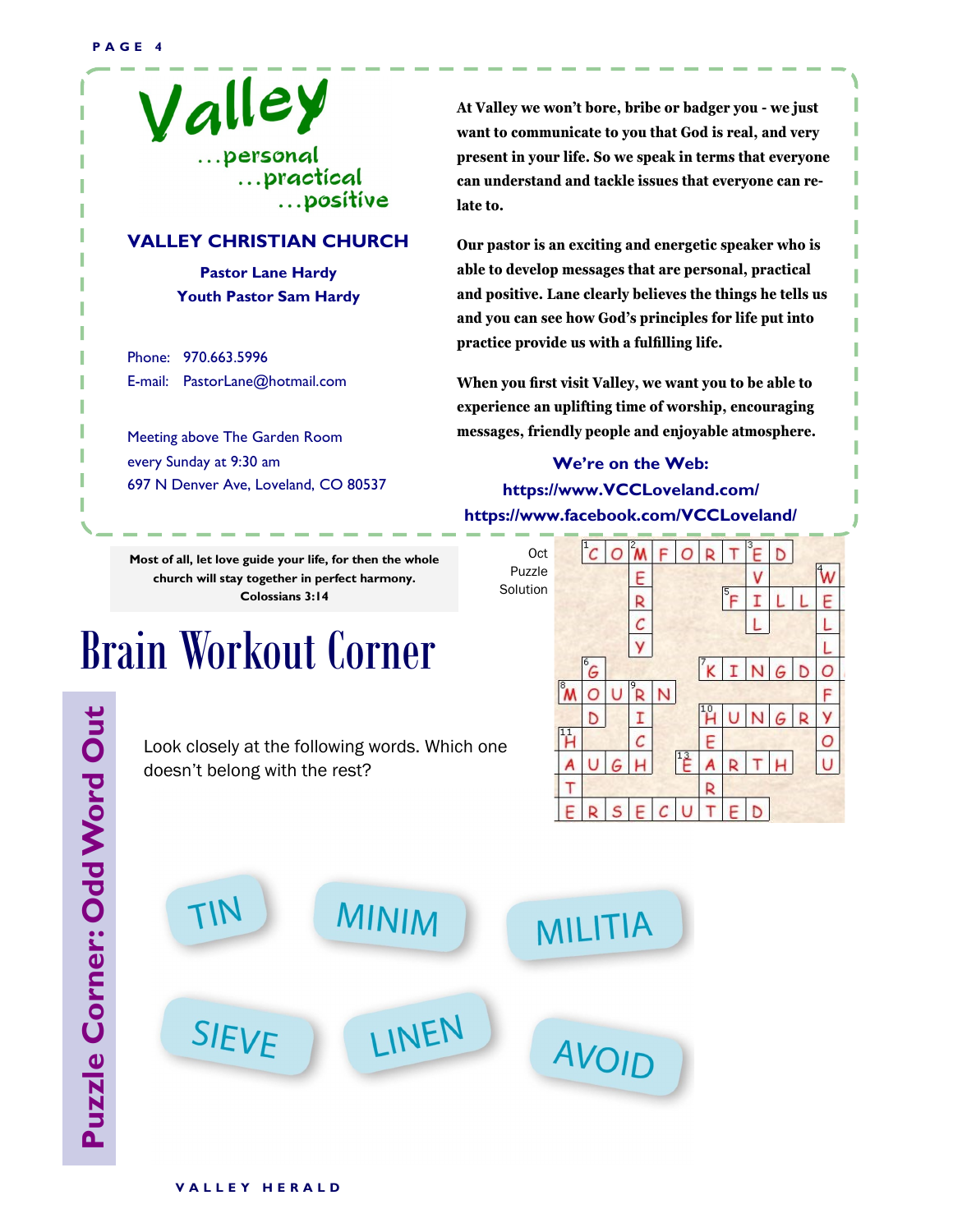# Valley

...personal
...practical
...positive

## VALLEY CHRISTIAN CHURCH

**Pastor Lane Hardy**
**Youth Pastor Sam Hardy**

Phone: 970.663.5996
E-mail: PastorLane@hotmail.com

Meeting above The Garden Room
every Sunday at 9:30 am
697 N Denver Ave, Loveland, CO 80537

**At Valley we won't bore, bribe or badger you - we just want to communicate to you that God is real, and very present in your life. So we speak in terms that everyone can understand and tackle issues that everyone can relate to.**

**Our pastor is an exciting and energetic speaker who is able to develop messages that are personal, practical and positive. Lane clearly believes the things he tells us and you can see how God's principles for life put into practice provide us with a fulfilling life.**

**When you first visit Valley, we want you to be able to experience an uplifting time of worship, encouraging messages, friendly people and enjoyable atmosphere.**

**We're on the Web:**
**https://www.VCCLoveland.com/**
**https://www.facebook.com/VCCLoveland/**

**Most of all, let love guide your life, for then the whole church will stay together in perfect harmony. Colossians 3:14**

# Brain Workout Corner

Oct Puzzle Solution

Across: 1 COMFORTED, 5 FILLE, 7 KINGDO, 8 MOURN, 10 HUNGRY, AUGH, 13 EARTH, ERSECUTED
Down: 2 MERCY, 3 EVIL, 4 WELLOFYOU, 6 GOD, 9 RICH, 11 HATE, HEARTED

## Puzzle Corner: Odd Word Out

Look closely at the following words. Which one doesn't belong with the rest?

TIN
MINIM
MILITIA
SIEVE
LINEN
AVOID